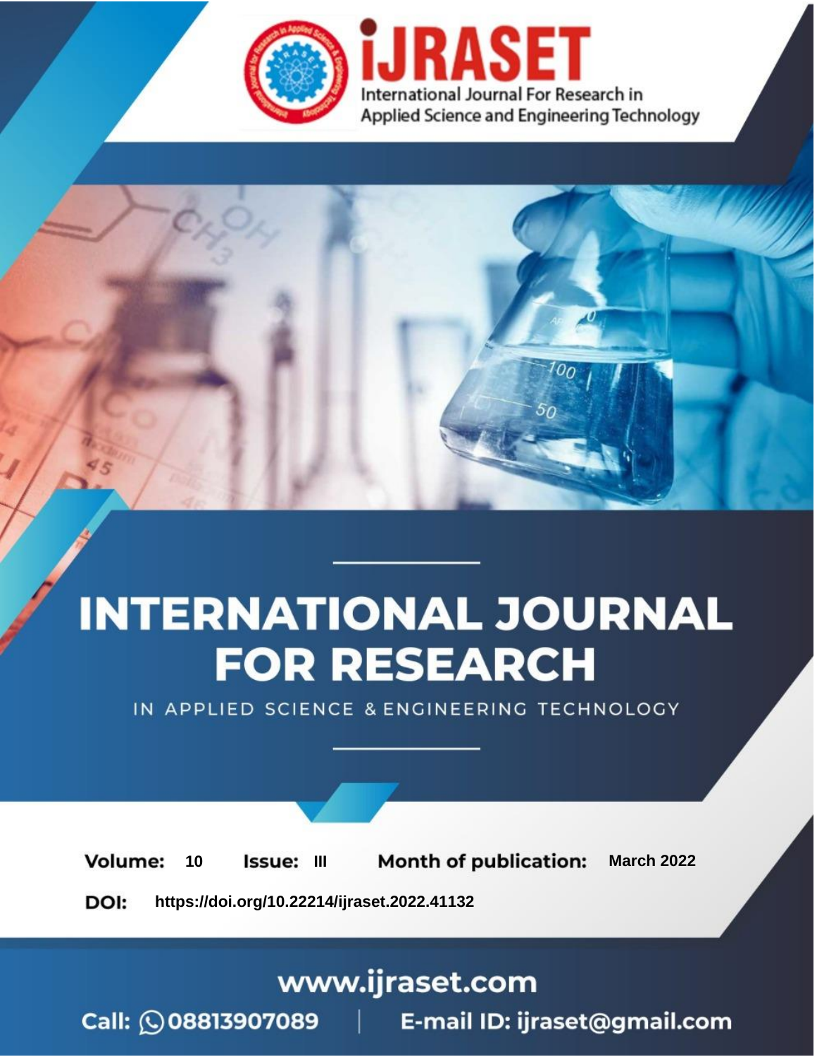iJRASET

International Journal For Research in Applied Science and Engineering Technology

# INTERNATIONAL JOURNAL FOR RESEARCH

IN APPLIED SCIENCE & ENGINEERING TECHNOLOGY

**Volume:** 10 **Issue:** III **Month of publication:** March 2022

**DOI:** https://doi.org/10.22214/ijraset.2022.41132

www.ijraset.com

Call: 08813907089 | E-mail ID: ijraset@gmail.com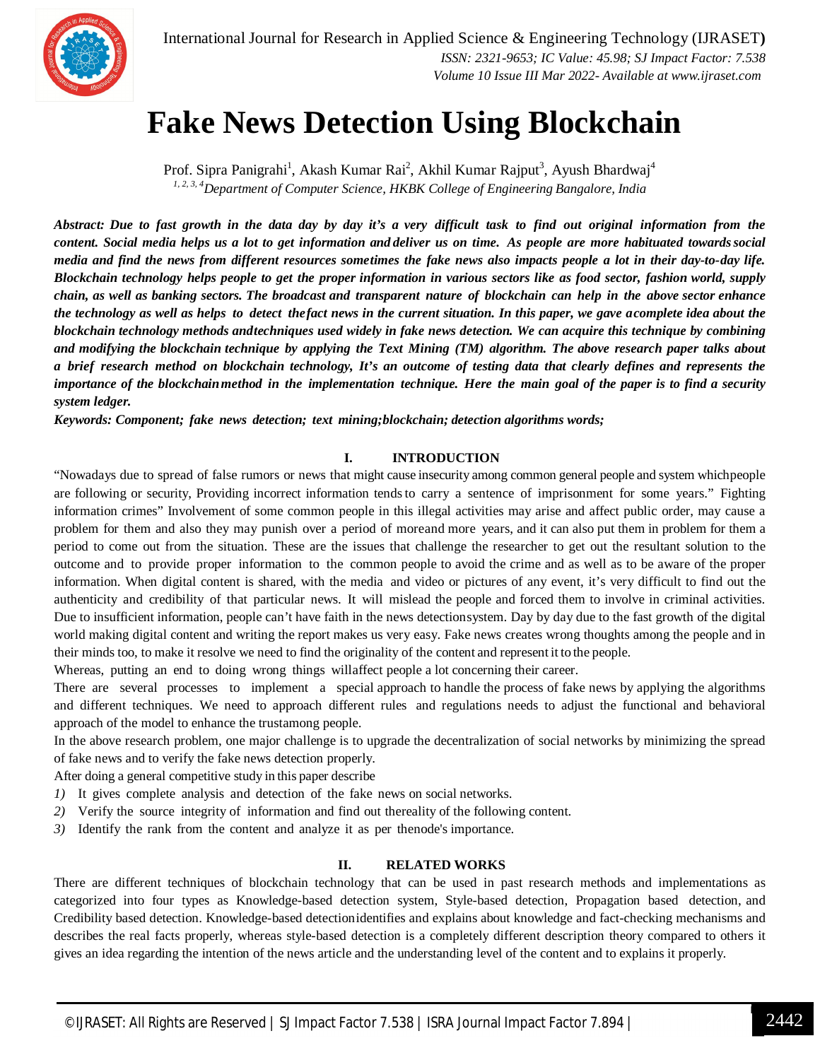# Fake News Detection Using Blockchain

Prof. Sipra Panigrahi[1], Akash Kumar Rai[2], Akhil Kumar Rajput[3], Ayush Bhardwaj[4]

[1, 2, 3, 4]*Department of Computer Science, HKBK College of Engineering Bangalore, India*

***Abstract:** Due to fast growth in the data day by day it's a very difficult task to find out original information from the content. Social media helps us a lot to get information and deliver us on time. As people are more habituated towards social media and find the news from different resources sometimes the fake news also impacts people a lot in their day-to-day life. Blockchain technology helps people to get the proper information in various sectors like as food sector, fashion world, supply chain, as well as banking sectors. The broadcast and transparent nature of blockchain can help in the above sector enhance the technology as well as helps to detect thefact news in the current situation. In this paper, we gave acomplete idea about the blockchain technology methods andtechniques used widely in fake news detection. We can acquire this technique by combining and modifying the blockchain technique by applying the Text Mining (TM) algorithm. The above research paper talks about a brief research method on blockchain technology, It's an outcome of testing data that clearly defines and represents the importance of the blockchainmethod in the implementation technique. Here the main goal of the paper is to find a security system ledger.*

***Keywords:** Component; fake news detection; text mining;blockchain; detection algorithms words;*

## I. INTRODUCTION

"Nowadays due to spread of false rumors or news that might cause insecurity among common general people and system whichpeople are following or security, Providing incorrect information tends to carry a sentence of imprisonment for some years." Fighting information crimes" Involvement of some common people in this illegal activities may arise and affect public order, may cause a problem for them and also they may punish over a period of moreand more years, and it can also put them in problem for them a period to come out from the situation. These are the issues that challenge the researcher to get out the resultant solution to the outcome and to provide proper information to the common people to avoid the crime and as well as to be aware of the proper information. When digital content is shared, with the media and video or pictures of any event, it's very difficult to find out the authenticity and credibility of that particular news. It will mislead the people and forced them to involve in criminal activities. Due to insufficient information, people can't have faith in the news detectionsystem. Day by day due to the fast growth of the digital world making digital content and writing the report makes us very easy. Fake news creates wrong thoughts among the people and in their minds too, to make it resolve we need to find the originality of the content and represent it to the people.

Whereas, putting an end to doing wrong things willaffect people a lot concerning their career.

There are several processes to implement a special approach to handle the process of fake news by applying the algorithms and different techniques. We need to approach different rules and regulations needs to adjust the functional and behavioral approach of the model to enhance the trustamong people.

In the above research problem, one major challenge is to upgrade the decentralization of social networks by minimizing the spread of fake news and to verify the fake news detection properly.

After doing a general competitive study in this paper describe

1) It gives complete analysis and detection of the fake news on social networks.
2) Verify the source integrity of information and find out thereality of the following content.
3) Identify the rank from the content and analyze it as per thenode's importance.

## II. RELATED WORKS

There are different techniques of blockchain technology that can be used in past research methods and implementations as categorized into four types as Knowledge-based detection system, Style-based detection, Propagation based detection, and Credibility based detection. Knowledge-based detectionidentifies and explains about knowledge and fact-checking mechanisms and describes the real facts properly, whereas style-based detection is a completely different description theory compared to others it gives an idea regarding the intention of the news article and the understanding level of the content and to explains it properly.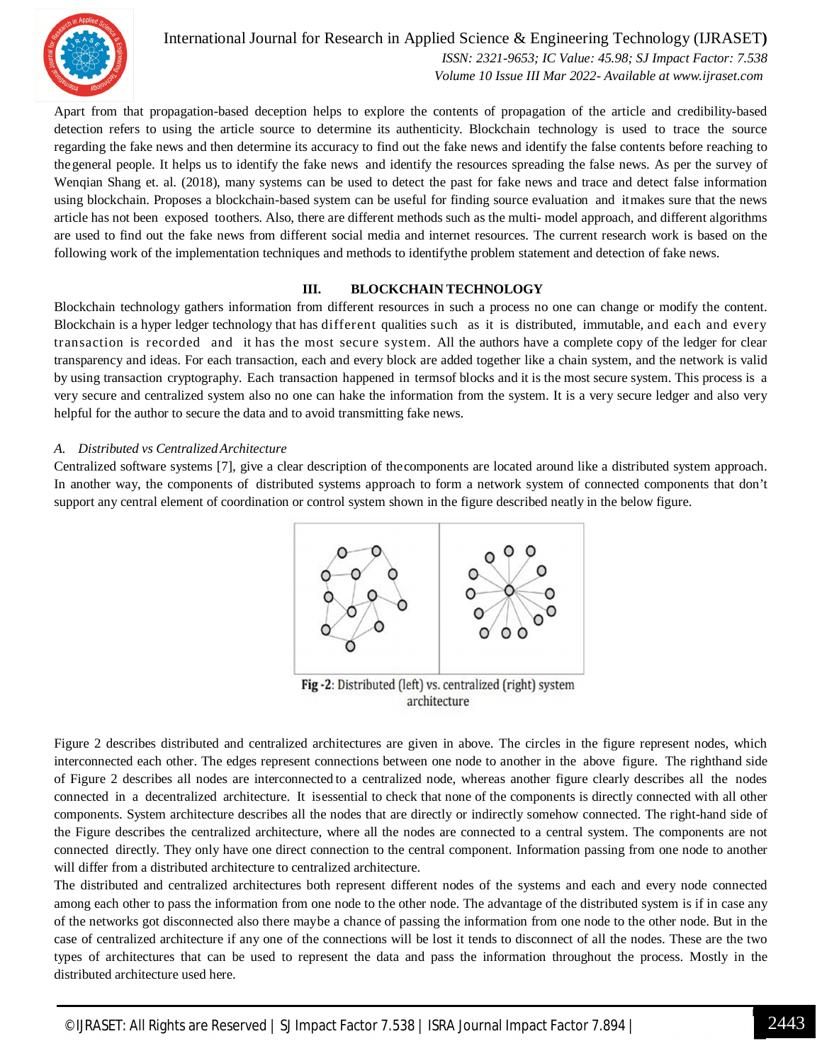Apart from that propagation-based deception helps to explore the contents of propagation of the article and credibility-based detection refers to using the article source to determine its authenticity. Blockchain technology is used to trace the source regarding the fake news and then determine its accuracy to find out the fake news and identify the false contents before reaching to the general people. It helps us to identify the fake news and identify the resources spreading the false news. As per the survey of Wenqian Shang et. al. (2018), many systems can be used to detect the past for fake news and trace and detect false information using blockchain. Proposes a blockchain-based system can be useful for finding source evaluation and it makes sure that the news article has not been exposed to others. Also, there are different methods such as the multi- model approach, and different algorithms are used to find out the fake news from different social media and internet resources. The current research work is based on the following work of the implementation techniques and methods to identify the problem statement and detection of fake news.

## III. BLOCKCHAIN TECHNOLOGY

Blockchain technology gathers information from different resources in such a process no one can change or modify the content. Blockchain is a hyper ledger technology that has different qualities such as it is distributed, immutable, and each and every transaction is recorded and it has the most secure system. All the authors have a complete copy of the ledger for clear transparency and ideas. For each transaction, each and every block are added together like a chain system, and the network is valid by using transaction cryptography. Each transaction happened in terms of blocks and it is the most secure system. This process is a very secure and centralized system also no one can hake the information from the system. It is a very secure ledger and also very helpful for the author to secure the data and to avoid transmitting fake news.

### *A. Distributed vs Centralized Architecture*

Centralized software systems [7], give a clear description of the components are located around like a distributed system approach. In another way, the components of distributed systems approach to form a network system of connected components that don't support any central element of coordination or control system shown in the figure described neatly in the below figure.

**Fig -2**: Distributed (left) vs. centralized (right) system architecture

Figure 2 describes distributed and centralized architectures are given in above. The circles in the figure represent nodes, which interconnected each other. The edges represent connections between one node to another in the above figure. The righthand side of Figure 2 describes all nodes are interconnected to a centralized node, whereas another figure clearly describes all the nodes connected in a decentralized architecture. It is essential to check that none of the components is directly connected with all other components. System architecture describes all the nodes that are directly or indirectly somehow connected. The right-hand side of the Figure describes the centralized architecture, where all the nodes are connected to a central system. The components are not connected directly. They only have one direct connection to the central component. Information passing from one node to another will differ from a distributed architecture to centralized architecture.

The distributed and centralized architectures both represent different nodes of the systems and each and every node connected among each other to pass the information from one node to the other node. The advantage of the distributed system is if in case any of the networks got disconnected also there maybe a chance of passing the information from one node to the other node. But in the case of centralized architecture if any one of the connections will be lost it tends to disconnect of all the nodes. These are the two types of architectures that can be used to represent the data and pass the information throughout the process. Mostly in the distributed architecture used here.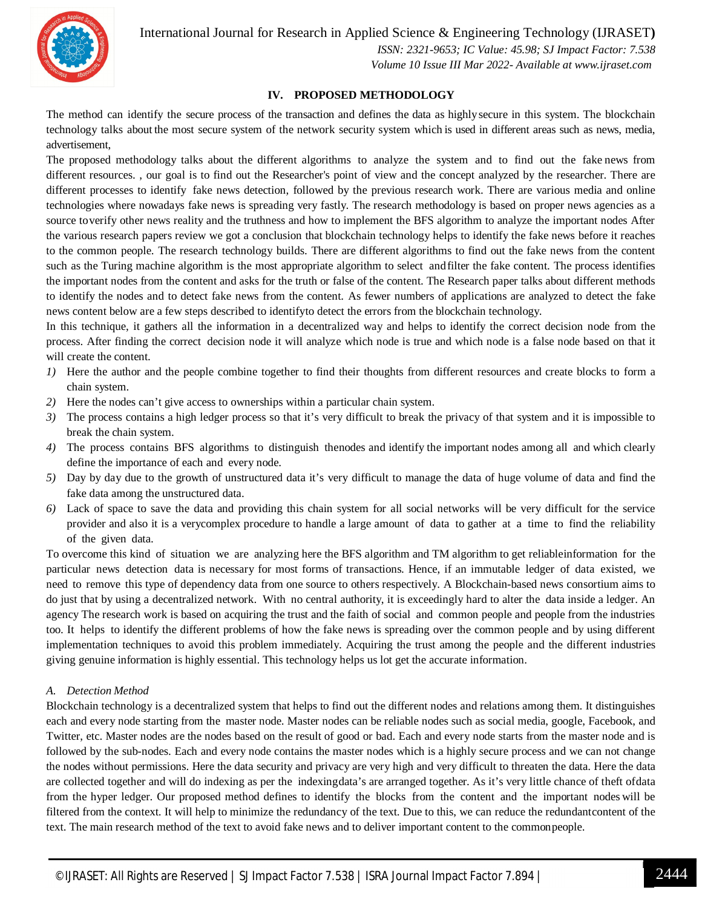## IV. PROPOSED METHODOLOGY

The method can identify the secure process of the transaction and defines the data as highly secure in this system. The blockchain technology talks about the most secure system of the network security system which is used in different areas such as news, media, advertisement,

The proposed methodology talks about the different algorithms to analyze the system and to find out the fake news from different resources. , our goal is to find out the Researcher's point of view and the concept analyzed by the researcher. There are different processes to identify fake news detection, followed by the previous research work. There are various media and online technologies where nowadays fake news is spreading very fastly. The research methodology is based on proper news agencies as a source toverify other news reality and the truthness and how to implement the BFS algorithm to analyze the important nodes After the various research papers review we got a conclusion that blockchain technology helps to identify the fake news before it reaches to the common people. The research technology builds. There are different algorithms to find out the fake news from the content such as the Turing machine algorithm is the most appropriate algorithm to select andfilter the fake content. The process identifies the important nodes from the content and asks for the truth or false of the content. The Research paper talks about different methods to identify the nodes and to detect fake news from the content. As fewer numbers of applications are analyzed to detect the fake news content below are a few steps described to identifyto detect the errors from the blockchain technology.

In this technique, it gathers all the information in a decentralized way and helps to identify the correct decision node from the process. After finding the correct decision node it will analyze which node is true and which node is a false node based on that it will create the content.

1) Here the author and the people combine together to find their thoughts from different resources and create blocks to form a chain system.
2) Here the nodes can't give access to ownerships within a particular chain system.
3) The process contains a high ledger process so that it's very difficult to break the privacy of that system and it is impossible to break the chain system.
4) The process contains BFS algorithms to distinguish thenodes and identify the important nodes among all and which clearly define the importance of each and every node.
5) Day by day due to the growth of unstructured data it's very difficult to manage the data of huge volume of data and find the fake data among the unstructured data.
6) Lack of space to save the data and providing this chain system for all social networks will be very difficult for the service provider and also it is a verycomplex procedure to handle a large amount of data to gather at a time to find the reliability of the given data.

To overcome this kind of situation we are analyzing here the BFS algorithm and TM algorithm to get reliableinformation for the particular news detection data is necessary for most forms of transactions. Hence, if an immutable ledger of data existed, we need to remove this type of dependency data from one source to others respectively. A Blockchain-based news consortium aims to do just that by using a decentralized network. With no central authority, it is exceedingly hard to alter the data inside a ledger. An agency The research work is based on acquiring the trust and the faith of social and common people and people from the industries too. It helps to identify the different problems of how the fake news is spreading over the common people and by using different implementation techniques to avoid this problem immediately. Acquiring the trust among the people and the different industries giving genuine information is highly essential. This technology helps us lot get the accurate information.

### *A. Detection Method*

Blockchain technology is a decentralized system that helps to find out the different nodes and relations among them. It distinguishes each and every node starting from the master node. Master nodes can be reliable nodes such as social media, google, Facebook, and Twitter, etc. Master nodes are the nodes based on the result of good or bad. Each and every node starts from the master node and is followed by the sub-nodes. Each and every node contains the master nodes which is a highly secure process and we can not change the nodes without permissions. Here the data security and privacy are very high and very difficult to threaten the data. Here the data are collected together and will do indexing as per the indexingdata's are arranged together. As it's very little chance of theft ofdata from the hyper ledger. Our proposed method defines to identify the blocks from the content and the important nodes will be filtered from the context. It will help to minimize the redundancy of the text. Due to this, we can reduce the redundantcontent of the text. The main research method of the text to avoid fake news and to deliver important content to the commonpeople.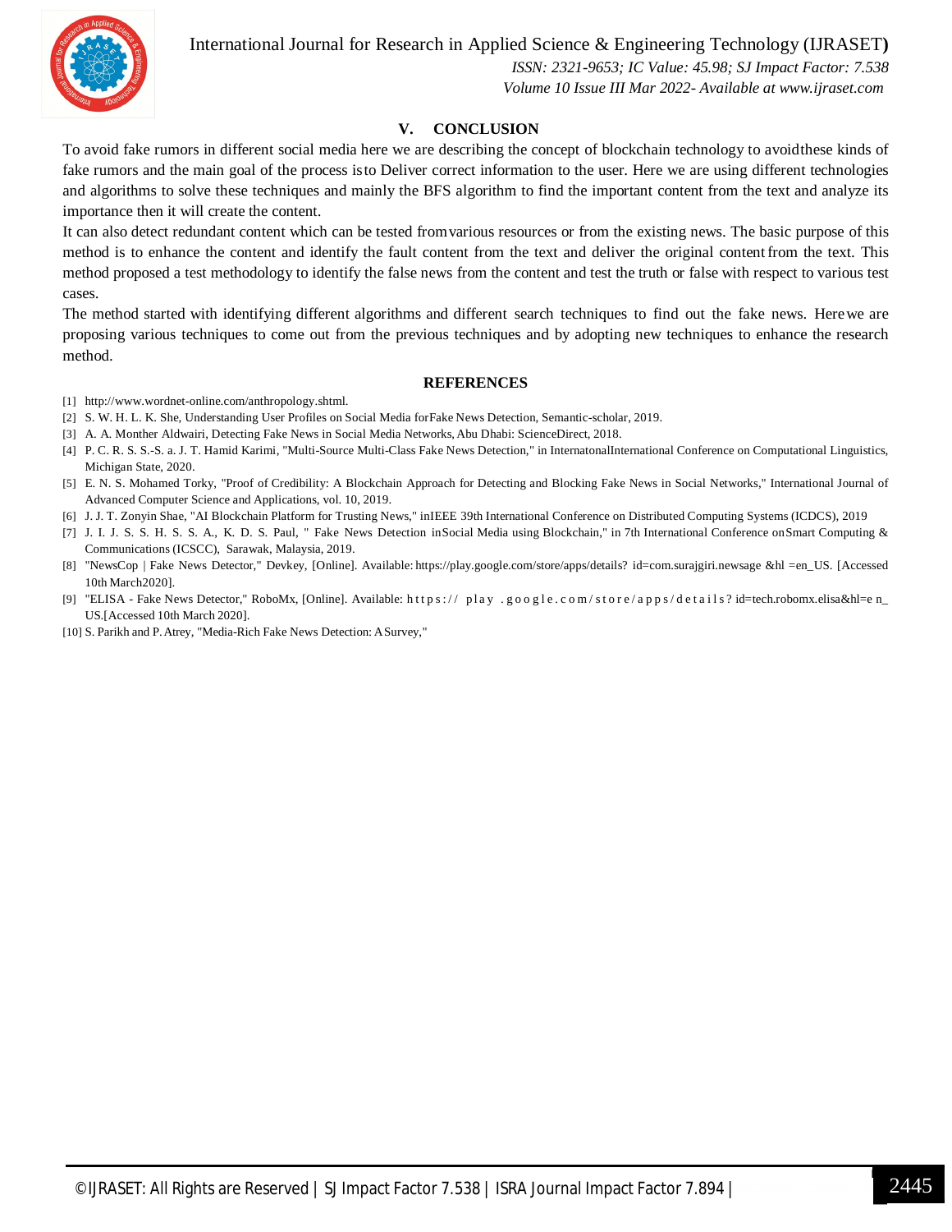## V. CONCLUSION

To avoid fake rumors in different social media here we are describing the concept of blockchain technology to avoidthese kinds of fake rumors and the main goal of the process isto Deliver correct information to the user. Here we are using different technologies and algorithms to solve these techniques and mainly the BFS algorithm to find the important content from the text and analyze its importance then it will create the content.

It can also detect redundant content which can be tested fromvarious resources or from the existing news. The basic purpose of this method is to enhance the content and identify the fault content from the text and deliver the original content from the text. This method proposed a test methodology to identify the false news from the content and test the truth or false with respect to various test cases.

The method started with identifying different algorithms and different search techniques to find out the fake news. Herewe are proposing various techniques to come out from the previous techniques and by adopting new techniques to enhance the research method.

## REFERENCES

[1] http://www.wordnet-online.com/anthropology.shtml.

[2] S. W. H. L. K. She, Understanding User Profiles on Social Media forFake News Detection, Semantic-scholar, 2019.

[3] A. A. Monther Aldwairi, Detecting Fake News in Social Media Networks, Abu Dhabi: ScienceDirect, 2018.

[4] P. C. R. S. S.-S. a. J. T. Hamid Karimi, "Multi-Source Multi-Class Fake News Detection," in InternatonalInternational Conference on Computational Linguistics, Michigan State, 2020.

[5] E. N. S. Mohamed Torky, "Proof of Credibility: A Blockchain Approach for Detecting and Blocking Fake News in Social Networks," International Journal of Advanced Computer Science and Applications, vol. 10, 2019.

[6] J. J. T. Zonyin Shae, "AI Blockchain Platform for Trusting News," inIEEE 39th International Conference on Distributed Computing Systems (ICDCS), 2019

[7] J. I. J. S. S. H. S. S. A., K. D. S. Paul, " Fake News Detection inSocial Media using Blockchain," in 7th International Conference onSmart Computing & Communications (ICSCC), Sarawak, Malaysia, 2019.

[8] "NewsCop | Fake News Detector," Devkey, [Online]. Available: https://play.google.com/store/apps/details? id=com.surajgiri.newsage &hl =en_US. [Accessed 10th March2020].

[9] "ELISA - Fake News Detector," RoboMx, [Online]. Available: https:// play .google.com/store/apps/details? id=tech.robomx.elisa&hl=e n_ US.[Accessed 10th March 2020].

[10] S. Parikh and P. Atrey, "Media-Rich Fake News Detection: A Survey,"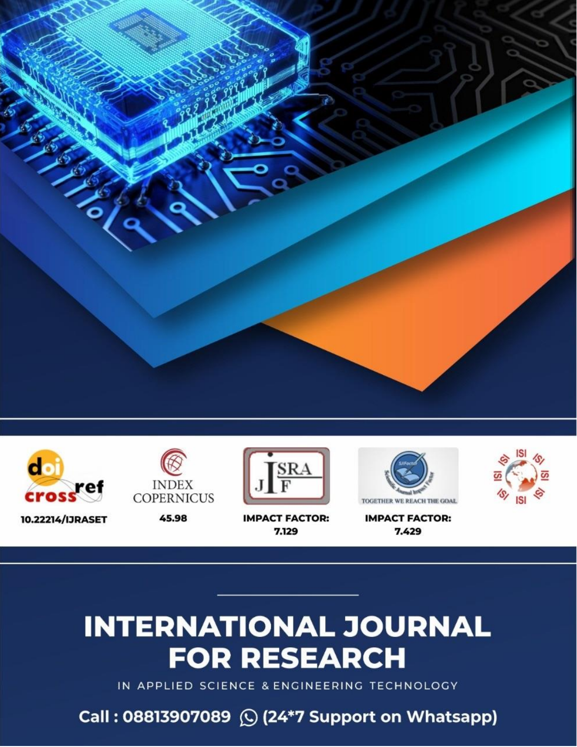10.22214/IJRASET

INDEX COPERNICUS

45.98

IMPACT FACTOR: 7.129

IMPACT FACTOR: 7.429

# INTERNATIONAL JOURNAL FOR RESEARCH

IN APPLIED SCIENCE & ENGINEERING TECHNOLOGY

Call : 08813907089 (24*7 Support on Whatsapp)